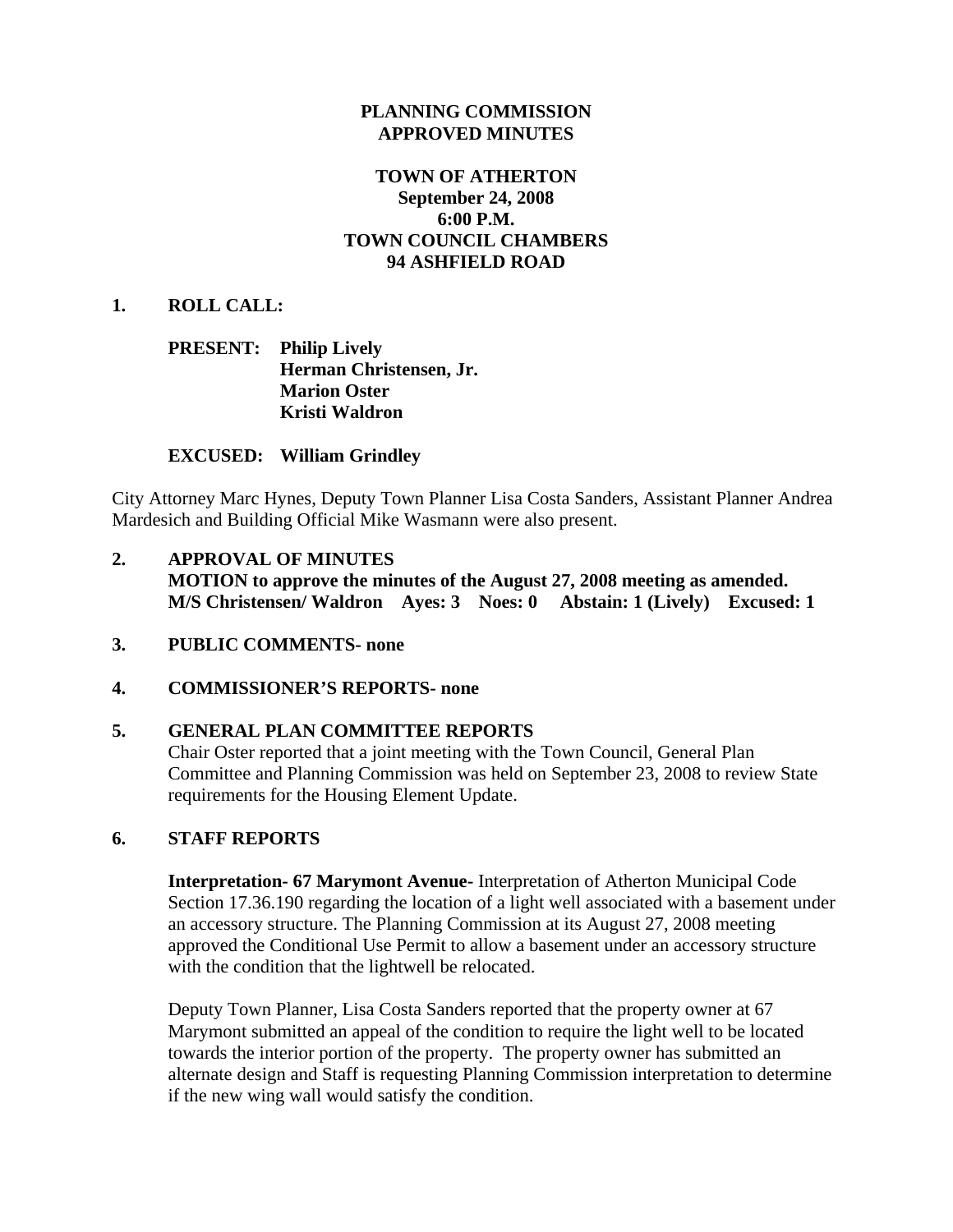**PLANNING COMMISSION**
**APPROVED MINUTES**

**TOWN OF ATHERTON**
**September 24, 2008**
**6:00 P.M.**
**TOWN COUNCIL CHAMBERS**
**94 ASHFIELD ROAD**

**1. ROLL CALL:**

**PRESENT: Philip Lively**
**Herman Christensen, Jr.**
**Marion Oster**
**Kristi Waldron**

**EXCUSED: William Grindley**

City Attorney Marc Hynes, Deputy Town Planner Lisa Costa Sanders, Assistant Planner Andrea Mardesich and Building Official Mike Wasmann were also present.

**2. APPROVAL OF MINUTES**
**MOTION to approve the minutes of the August 27, 2008 meeting as amended.**
**M/S Christensen/ Waldron Ayes: 3 Noes: 0 Abstain: 1 (Lively) Excused: 1**

**3. PUBLIC COMMENTS- none**

**4. COMMISSIONER'S REPORTS- none**

**5. GENERAL PLAN COMMITTEE REPORTS**
Chair Oster reported that a joint meeting with the Town Council, General Plan Committee and Planning Commission was held on September 23, 2008 to review State requirements for the Housing Element Update.

**6. STAFF REPORTS**

**Interpretation- 67 Marymont Avenue-** Interpretation of Atherton Municipal Code Section 17.36.190 regarding the location of a light well associated with a basement under an accessory structure. The Planning Commission at its August 27, 2008 meeting approved the Conditional Use Permit to allow a basement under an accessory structure with the condition that the lightwell be relocated.

Deputy Town Planner, Lisa Costa Sanders reported that the property owner at 67 Marymont submitted an appeal of the condition to require the light well to be located towards the interior portion of the property. The property owner has submitted an alternate design and Staff is requesting Planning Commission interpretation to determine if the new wing wall would satisfy the condition.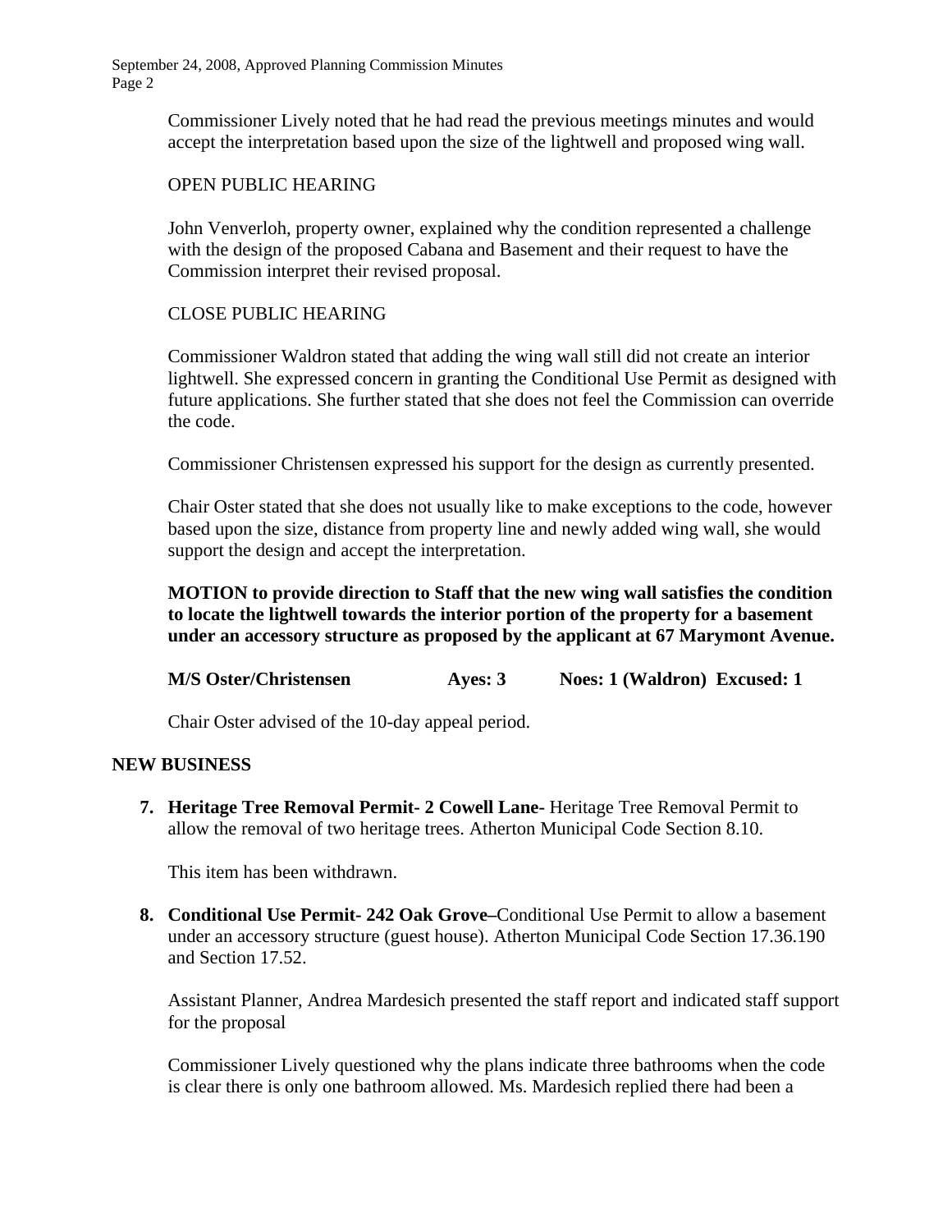Commissioner Lively noted that he had read the previous meetings minutes and would accept the interpretation based upon the size of the lightwell and proposed wing wall.

OPEN PUBLIC HEARING

John Venverloh, property owner, explained why the condition represented a challenge with the design of the proposed Cabana and Basement and their request to have the Commission interpret their revised proposal.

CLOSE PUBLIC HEARING

Commissioner Waldron stated that adding the wing wall still did not create an interior lightwell. She expressed concern in granting the Conditional Use Permit as designed with future applications. She further stated that she does not feel the Commission can override the code.

Commissioner Christensen expressed his support for the design as currently presented.

Chair Oster stated that she does not usually like to make exceptions to the code, however based upon the size, distance from property line and newly added wing wall, she would support the design and accept the interpretation.

**MOTION to provide direction to Staff that the new wing wall satisfies the condition to locate the lightwell towards the interior portion of the property for a basement under an accessory structure as proposed by the applicant at 67 Marymont Avenue.**

**M/S Oster/Christensen Ayes: 3 Noes: 1 (Waldron) Excused: 1**

Chair Oster advised of the 10-day appeal period.

## NEW BUSINESS

7. **Heritage Tree Removal Permit- 2 Cowell Lane-** Heritage Tree Removal Permit to allow the removal of two heritage trees. Atherton Municipal Code Section 8.10.

   This item has been withdrawn.

8. **Conditional Use Permit- 242 Oak Grove–**Conditional Use Permit to allow a basement under an accessory structure (guest house). Atherton Municipal Code Section 17.36.190 and Section 17.52.

   Assistant Planner, Andrea Mardesich presented the staff report and indicated staff support for the proposal

   Commissioner Lively questioned why the plans indicate three bathrooms when the code is clear there is only one bathroom allowed. Ms. Mardesich replied there had been a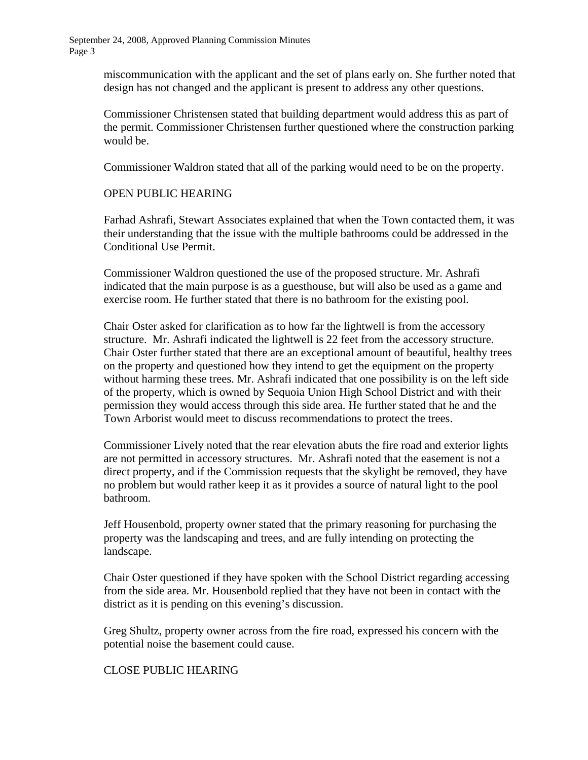miscommunication with the applicant and the set of plans early on. She further noted that design has not changed and the applicant is present to address any other questions.

Commissioner Christensen stated that building department would address this as part of the permit. Commissioner Christensen further questioned where the construction parking would be.

Commissioner Waldron stated that all of the parking would need to be on the property.

OPEN PUBLIC HEARING

Farhad Ashrafi, Stewart Associates explained that when the Town contacted them, it was their understanding that the issue with the multiple bathrooms could be addressed in the Conditional Use Permit.

Commissioner Waldron questioned the use of the proposed structure. Mr. Ashrafi indicated that the main purpose is as a guesthouse, but will also be used as a game and exercise room. He further stated that there is no bathroom for the existing pool.

Chair Oster asked for clarification as to how far the lightwell is from the accessory structure. Mr. Ashrafi indicated the lightwell is 22 feet from the accessory structure. Chair Oster further stated that there are an exceptional amount of beautiful, healthy trees on the property and questioned how they intend to get the equipment on the property without harming these trees. Mr. Ashrafi indicated that one possibility is on the left side of the property, which is owned by Sequoia Union High School District and with their permission they would access through this side area. He further stated that he and the Town Arborist would meet to discuss recommendations to protect the trees.

Commissioner Lively noted that the rear elevation abuts the fire road and exterior lights are not permitted in accessory structures. Mr. Ashrafi noted that the easement is not a direct property, and if the Commission requests that the skylight be removed, they have no problem but would rather keep it as it provides a source of natural light to the pool bathroom.

Jeff Housenbold, property owner stated that the primary reasoning for purchasing the property was the landscaping and trees, and are fully intending on protecting the landscape.

Chair Oster questioned if they have spoken with the School District regarding accessing from the side area. Mr. Housenbold replied that they have not been in contact with the district as it is pending on this evening's discussion.

Greg Shultz, property owner across from the fire road, expressed his concern with the potential noise the basement could cause.

CLOSE PUBLIC HEARING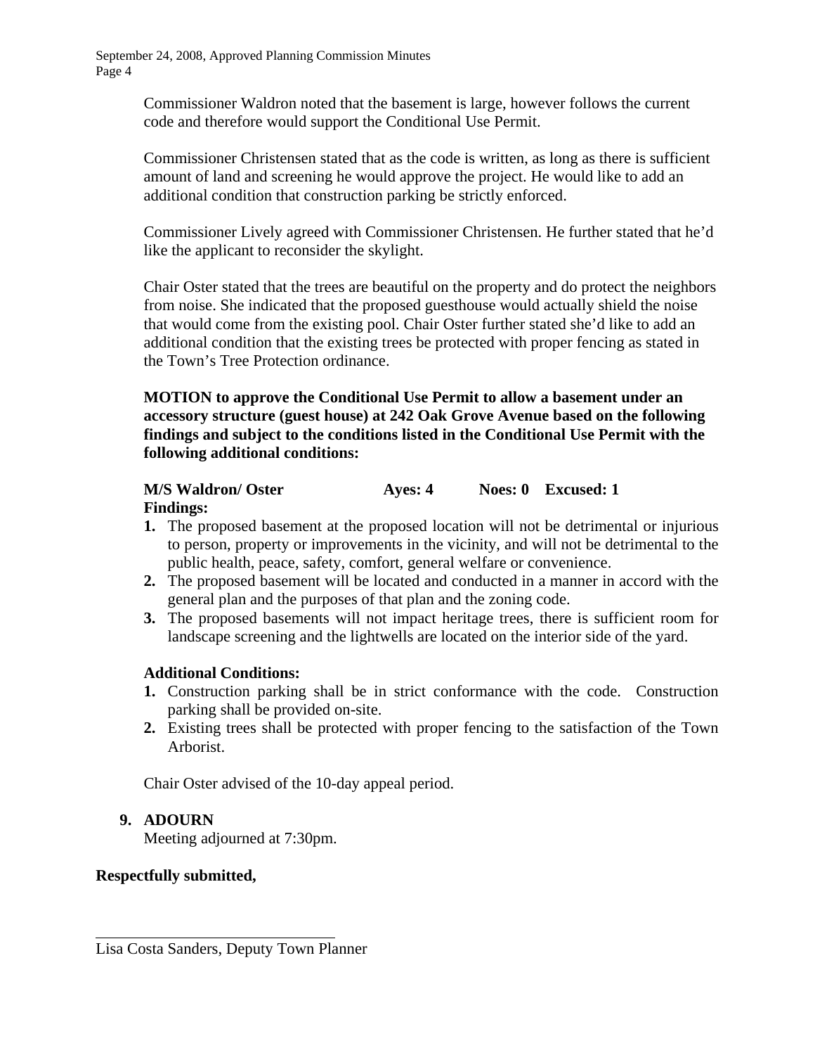Commissioner Waldron noted that the basement is large, however follows the current code and therefore would support the Conditional Use Permit.

Commissioner Christensen stated that as the code is written, as long as there is sufficient amount of land and screening he would approve the project. He would like to add an additional condition that construction parking be strictly enforced.

Commissioner Lively agreed with Commissioner Christensen. He further stated that he'd like the applicant to reconsider the skylight.

Chair Oster stated that the trees are beautiful on the property and do protect the neighbors from noise. She indicated that the proposed guesthouse would actually shield the noise that would come from the existing pool. Chair Oster further stated she'd like to add an additional condition that the existing trees be protected with proper fencing as stated in the Town's Tree Protection ordinance.

**MOTION to approve the Conditional Use Permit to allow a basement under an accessory structure (guest house) at 242 Oak Grove Avenue based on the following findings and subject to the conditions listed in the Conditional Use Permit with the following additional conditions:**

**M/S Waldron/ Oster     Ayes: 4     Noes: 0   Excused: 1**

**Findings:**

1. The proposed basement at the proposed location will not be detrimental or injurious to person, property or improvements in the vicinity, and will not be detrimental to the public health, peace, safety, comfort, general welfare or convenience.
2. The proposed basement will be located and conducted in a manner in accord with the general plan and the purposes of that plan and the zoning code.
3. The proposed basements will not impact heritage trees, there is sufficient room for landscape screening and the lightwells are located on the interior side of the yard.

**Additional Conditions:**

1. Construction parking shall be in strict conformance with the code. Construction parking shall be provided on-site.
2. Existing trees shall be protected with proper fencing to the satisfaction of the Town Arborist.

Chair Oster advised of the 10-day appeal period.

9. **ADOURN**

   Meeting adjourned at 7:30pm.

**Respectfully submitted,**

_______________________________

Lisa Costa Sanders, Deputy Town Planner